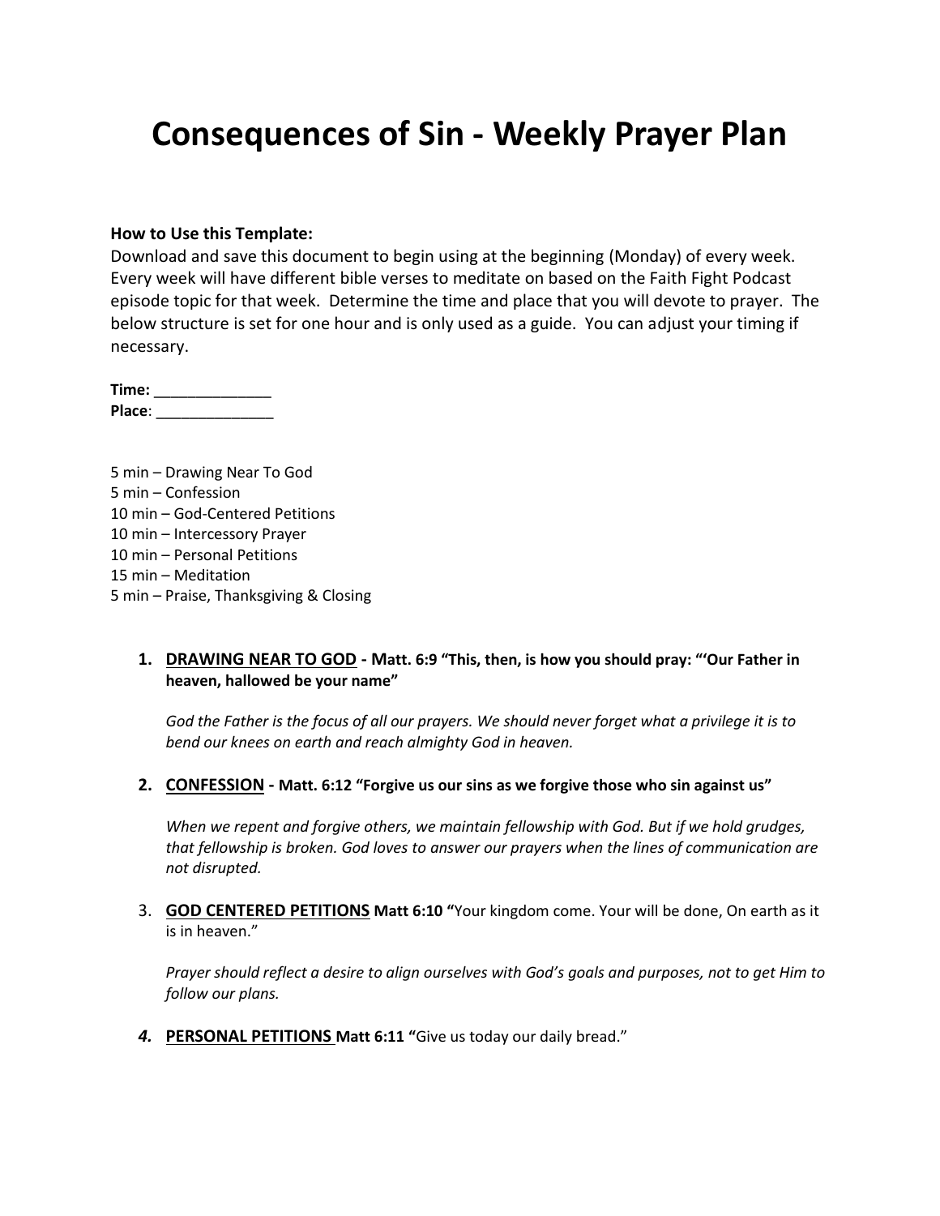# Consequences of Sin - Weekly Prayer Plan

**How to Use this Template:**
Download and save this document to begin using at the beginning (Monday) of every week. Every week will have different bible verses to meditate on based on the Faith Fight Podcast episode topic for that week. Determine the time and place that you will devote to prayer. The below structure is set for one hour and is only used as a guide. You can adjust your timing if necessary.

**Time:** ______________
**Place**: ______________

5 min – Drawing Near To God
5 min – Confession
10 min – God-Centered Petitions
10 min – Intercessory Prayer
10 min – Personal Petitions
15 min – Meditation
5 min – Praise, Thanksgiving & Closing

1. **DRAWING NEAR TO GOD - Matt. 6:9 "This, then, is how you should pray: "'Our Father in heaven, hallowed be your name"**

   *God the Father is the focus of all our prayers. We should never forget what a privilege it is to bend our knees on earth and reach almighty God in heaven.*

2. **CONFESSION - Matt. 6:12 "Forgive us our sins as we forgive those who sin against us"**

   *When we repent and forgive others, we maintain fellowship with God. But if we hold grudges, that fellowship is broken. God loves to answer our prayers when the lines of communication are not disrupted.*

3. **GOD CENTERED PETITIONS Matt 6:10 "**Your kingdom come. Your will be done, On earth as it is in heaven."

   *Prayer should reflect a desire to align ourselves with God's goals and purposes, not to get Him to follow our plans.*

4. ***PERSONAL PETITIONS* Matt 6:11 "**Give us today our daily bread."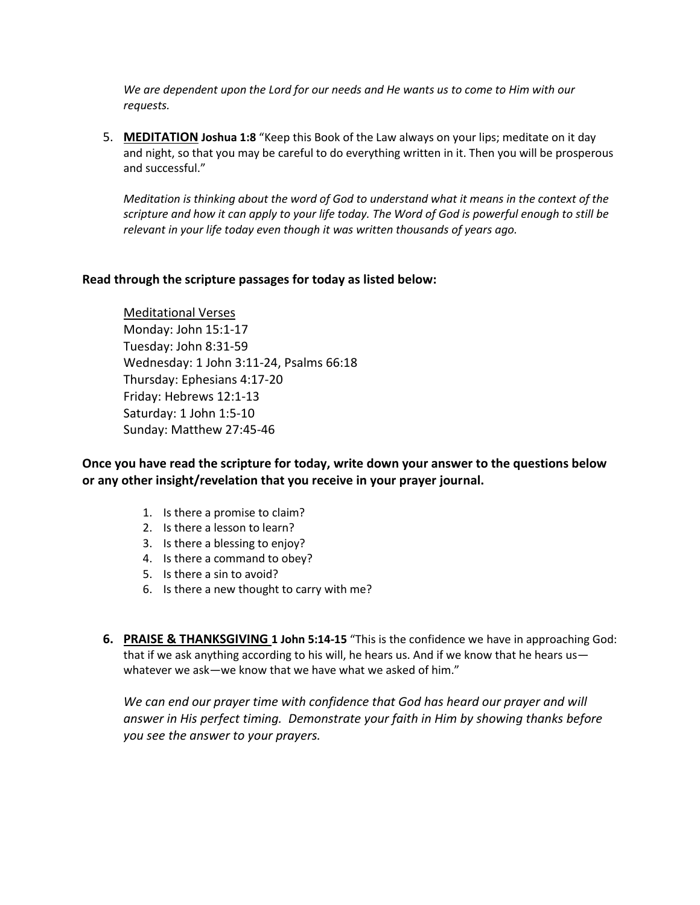*We are dependent upon the Lord for our needs and He wants us to come to Him with our requests.*

5. **MEDITATION** **Joshua 1:8** "Keep this Book of the Law always on your lips; meditate on it day and night, so that you may be careful to do everything written in it. Then you will be prosperous and successful."

   *Meditation is thinking about the word of God to understand what it means in the context of the scripture and how it can apply to your life today. The Word of God is powerful enough to still be relevant in your life today even though it was written thousands of years ago.*

**Read through the scripture passages for today as listed below:**

Meditational Verses
Monday: John 15:1-17
Tuesday: John 8:31-59
Wednesday: 1 John 3:11-24, Psalms 66:18
Thursday: Ephesians 4:17-20
Friday: Hebrews 12:1-13
Saturday: 1 John 1:5-10
Sunday: Matthew 27:45-46

**Once you have read the scripture for today, write down your answer to the questions below or any other insight/revelation that you receive in your prayer journal.**

1. Is there a promise to claim?
2. Is there a lesson to learn?
3. Is there a blessing to enjoy?
4. Is there a command to obey?
5. Is there a sin to avoid?
6. Is there a new thought to carry with me?

6. **PRAISE & THANKSGIVING** **1 John 5:14-15** "This is the confidence we have in approaching God: that if we ask anything according to his will, he hears us. And if we know that he hears us—whatever we ask—we know that we have what we asked of him."

   *We can end our prayer time with confidence that God has heard our prayer and will answer in His perfect timing. Demonstrate your faith in Him by showing thanks before you see the answer to your prayers.*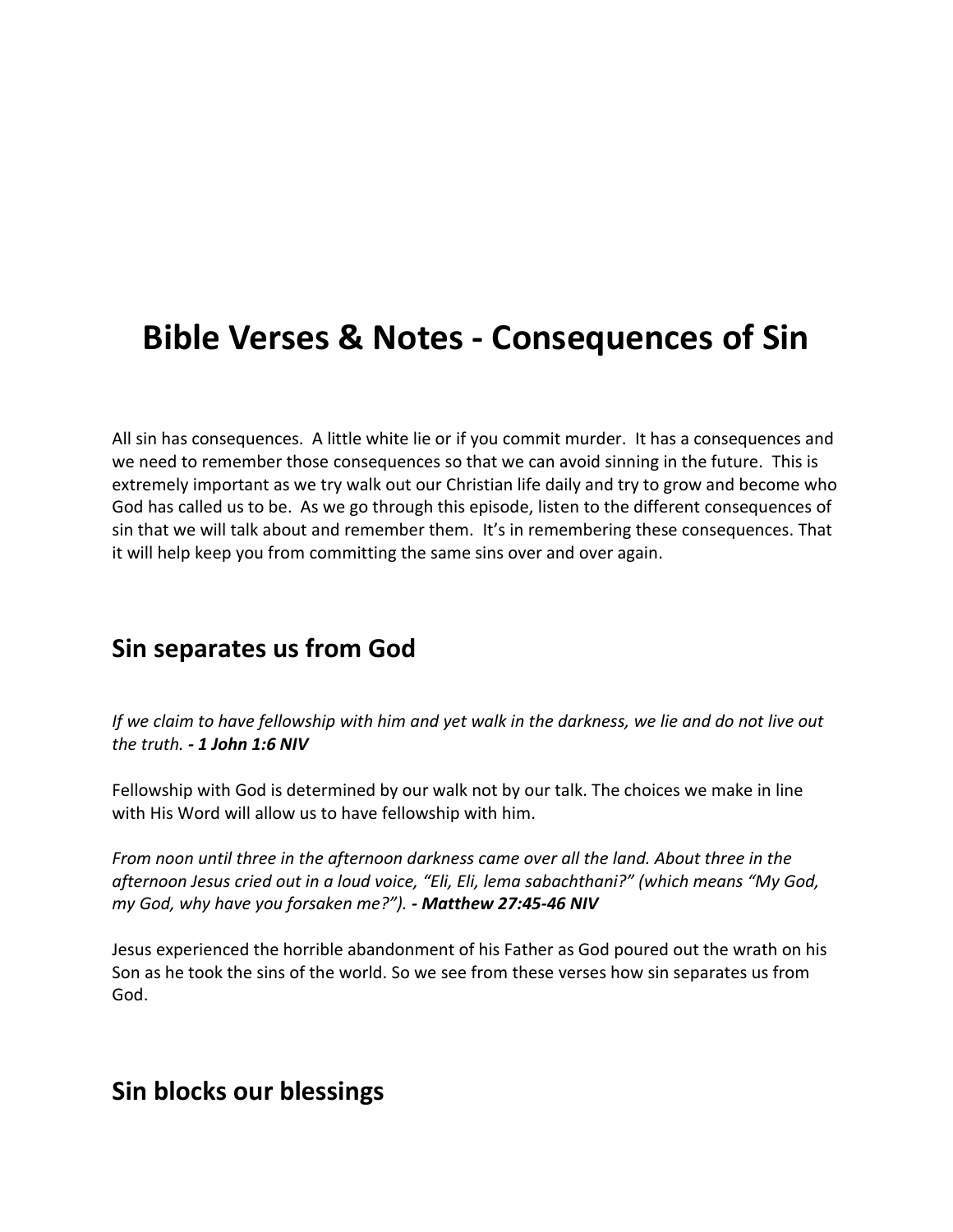# Bible Verses & Notes - Consequences of Sin

All sin has consequences. A little white lie or if you commit murder. It has a consequences and we need to remember those consequences so that we can avoid sinning in the future. This is extremely important as we try walk out our Christian life daily and try to grow and become who God has called us to be. As we go through this episode, listen to the different consequences of sin that we will talk about and remember them. It's in remembering these consequences. That it will help keep you from committing the same sins over and over again.

## Sin separates us from God

*If we claim to have fellowship with him and yet walk in the darkness, we lie and do not live out the truth.* ***- 1 John 1:6 NIV***

Fellowship with God is determined by our walk not by our talk. The choices we make in line with His Word will allow us to have fellowship with him.

*From noon until three in the afternoon darkness came over all the land. About three in the afternoon Jesus cried out in a loud voice, "Eli, Eli, lema sabachthani?" (which means "My God, my God, why have you forsaken me?").* ***- Matthew 27:45-46 NIV***

Jesus experienced the horrible abandonment of his Father as God poured out the wrath on his Son as he took the sins of the world. So we see from these verses how sin separates us from God.

## Sin blocks our blessings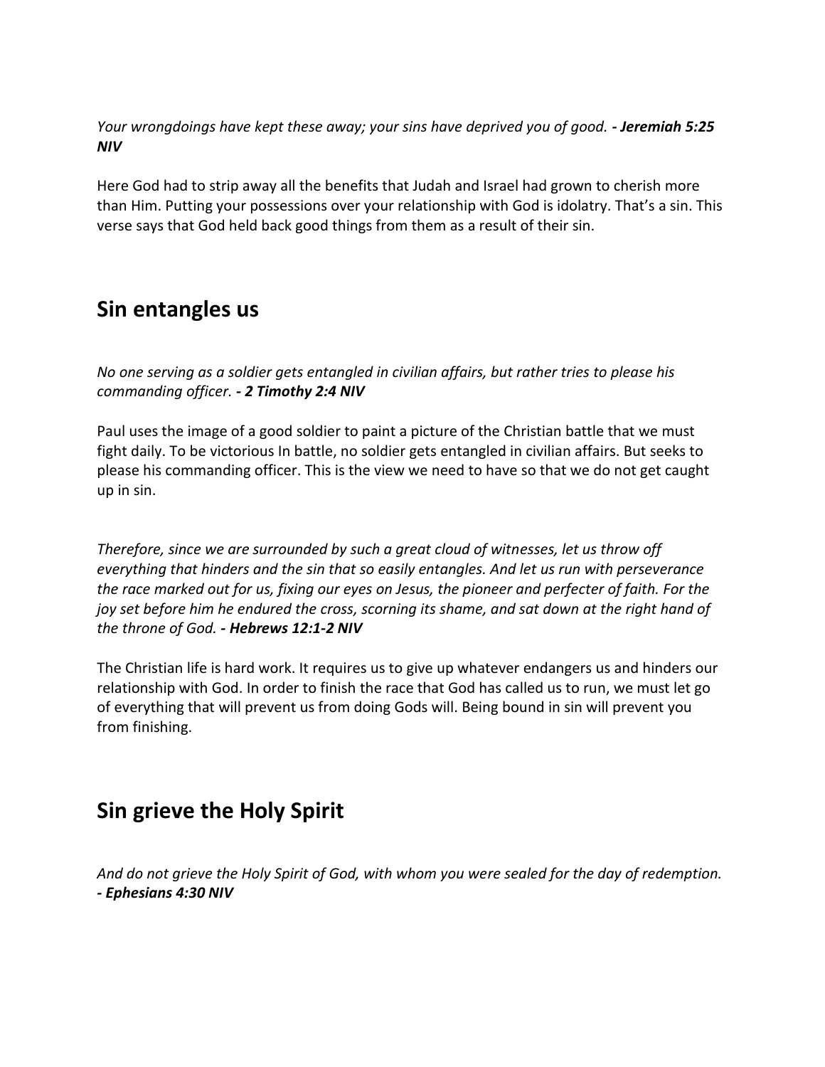*Your wrongdoings have kept these away; your sins have deprived you of good.* ***- Jeremiah 5:25 NIV***

Here God had to strip away all the benefits that Judah and Israel had grown to cherish more than Him. Putting your possessions over your relationship with God is idolatry. That's a sin. This verse says that God held back good things from them as a result of their sin.

## Sin entangles us

*No one serving as a soldier gets entangled in civilian affairs, but rather tries to please his commanding officer.* ***- 2 Timothy 2:4 NIV***

Paul uses the image of a good soldier to paint a picture of the Christian battle that we must fight daily. To be victorious In battle, no soldier gets entangled in civilian affairs. But seeks to please his commanding officer. This is the view we need to have so that we do not get caught up in sin.

*Therefore, since we are surrounded by such a great cloud of witnesses, let us throw off everything that hinders and the sin that so easily entangles. And let us run with perseverance the race marked out for us, fixing our eyes on Jesus, the pioneer and perfecter of faith. For the joy set before him he endured the cross, scorning its shame, and sat down at the right hand of the throne of God.* ***- Hebrews 12:1-2 NIV***

The Christian life is hard work. It requires us to give up whatever endangers us and hinders our relationship with God. In order to finish the race that God has called us to run, we must let go of everything that will prevent us from doing Gods will. Being bound in sin will prevent you from finishing.

## Sin grieve the Holy Spirit

*And do not grieve the Holy Spirit of God, with whom you were sealed for the day of redemption.* ***- Ephesians 4:30 NIV***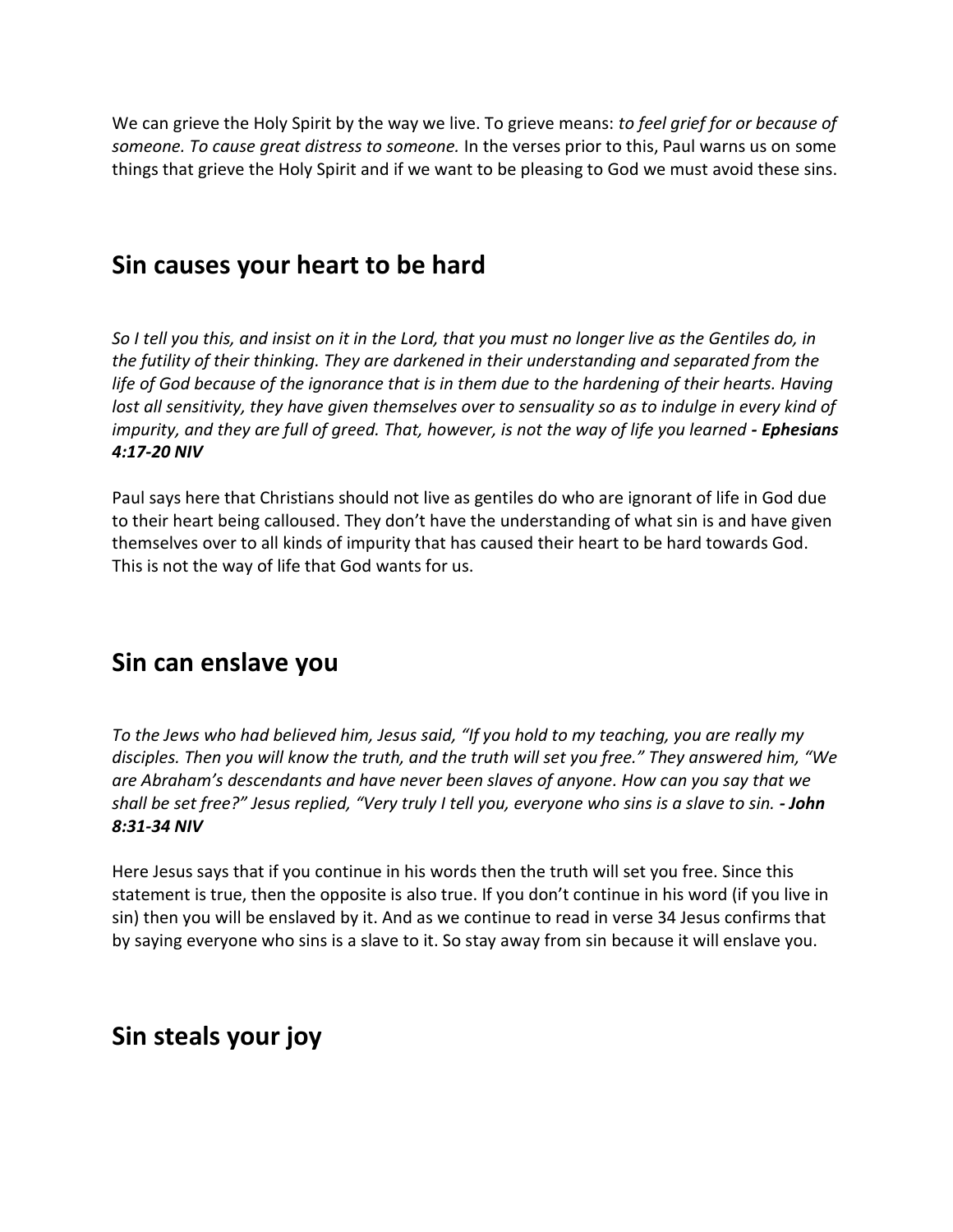We can grieve the Holy Spirit by the way we live. To grieve means: *to feel grief for or because of someone. To cause great distress to someone.* In the verses prior to this, Paul warns us on some things that grieve the Holy Spirit and if we want to be pleasing to God we must avoid these sins.

## Sin causes your heart to be hard

*So I tell you this, and insist on it in the Lord, that you must no longer live as the Gentiles do, in the futility of their thinking. They are darkened in their understanding and separated from the life of God because of the ignorance that is in them due to the hardening of their hearts. Having lost all sensitivity, they have given themselves over to sensuality so as to indulge in every kind of impurity, and they are full of greed. That, however, is not the way of life you learned **- Ephesians 4:17-20 NIV***

Paul says here that Christians should not live as gentiles do who are ignorant of life in God due to their heart being calloused. They don't have the understanding of what sin is and have given themselves over to all kinds of impurity that has caused their heart to be hard towards God. This is not the way of life that God wants for us.

## Sin can enslave you

*To the Jews who had believed him, Jesus said, "If you hold to my teaching, you are really my disciples. Then you will know the truth, and the truth will set you free." They answered him, "We are Abraham's descendants and have never been slaves of anyone. How can you say that we shall be set free?" Jesus replied, "Very truly I tell you, everyone who sins is a slave to sin. **- John 8:31-34 NIV***

Here Jesus says that if you continue in his words then the truth will set you free. Since this statement is true, then the opposite is also true. If you don't continue in his word (if you live in sin) then you will be enslaved by it. And as we continue to read in verse 34 Jesus confirms that by saying everyone who sins is a slave to it. So stay away from sin because it will enslave you.

## Sin steals your joy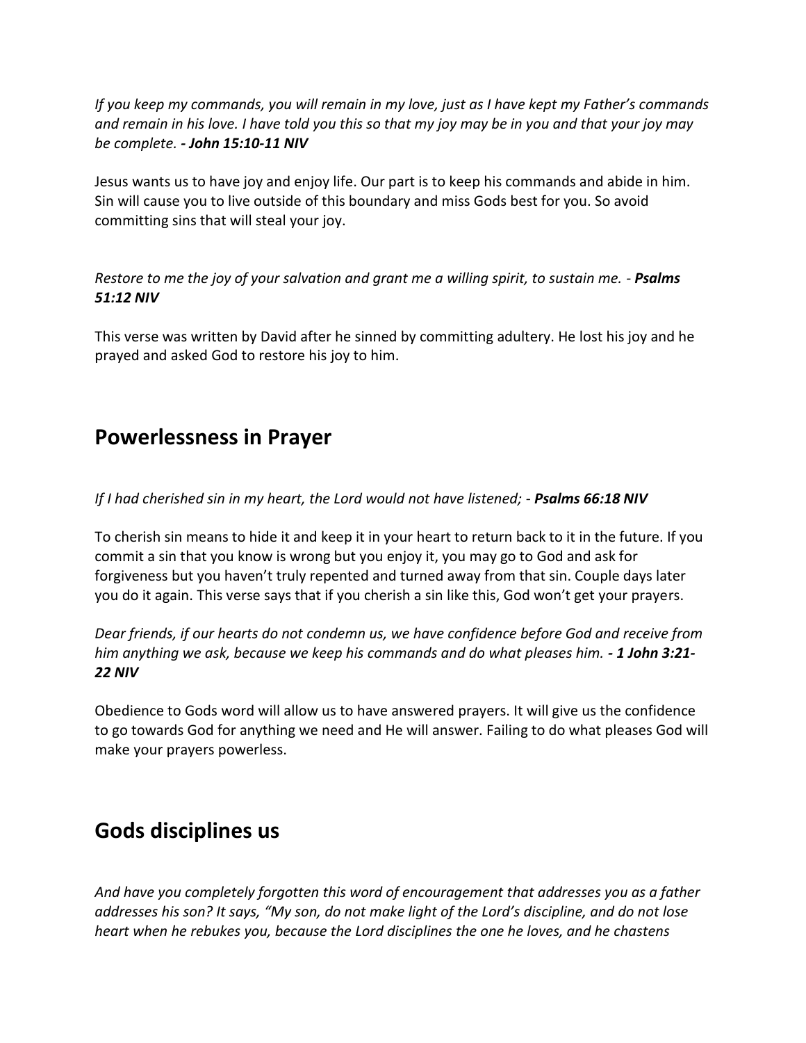*If you keep my commands, you will remain in my love, just as I have kept my Father's commands and remain in his love. I have told you this so that my joy may be in you and that your joy may be complete.* ***- John 15:10-11 NIV***

Jesus wants us to have joy and enjoy life. Our part is to keep his commands and abide in him. Sin will cause you to live outside of this boundary and miss Gods best for you. So avoid committing sins that will steal your joy.

*Restore to me the joy of your salvation and grant me a willing spirit, to sustain me. -* ***Psalms 51:12 NIV***

This verse was written by David after he sinned by committing adultery. He lost his joy and he prayed and asked God to restore his joy to him.

## Powerlessness in Prayer

*If I had cherished sin in my heart, the Lord would not have listened; -* ***Psalms 66:18 NIV***

To cherish sin means to hide it and keep it in your heart to return back to it in the future. If you commit a sin that you know is wrong but you enjoy it, you may go to God and ask for forgiveness but you haven't truly repented and turned away from that sin. Couple days later you do it again. This verse says that if you cherish a sin like this, God won't get your prayers.

*Dear friends, if our hearts do not condemn us, we have confidence before God and receive from him anything we ask, because we keep his commands and do what pleases him.* ***- 1 John 3:21-22 NIV***

Obedience to Gods word will allow us to have answered prayers. It will give us the confidence to go towards God for anything we need and He will answer. Failing to do what pleases God will make your prayers powerless.

## Gods disciplines us

*And have you completely forgotten this word of encouragement that addresses you as a father addresses his son? It says, "My son, do not make light of the Lord's discipline, and do not lose heart when he rebukes you, because the Lord disciplines the one he loves, and he chastens*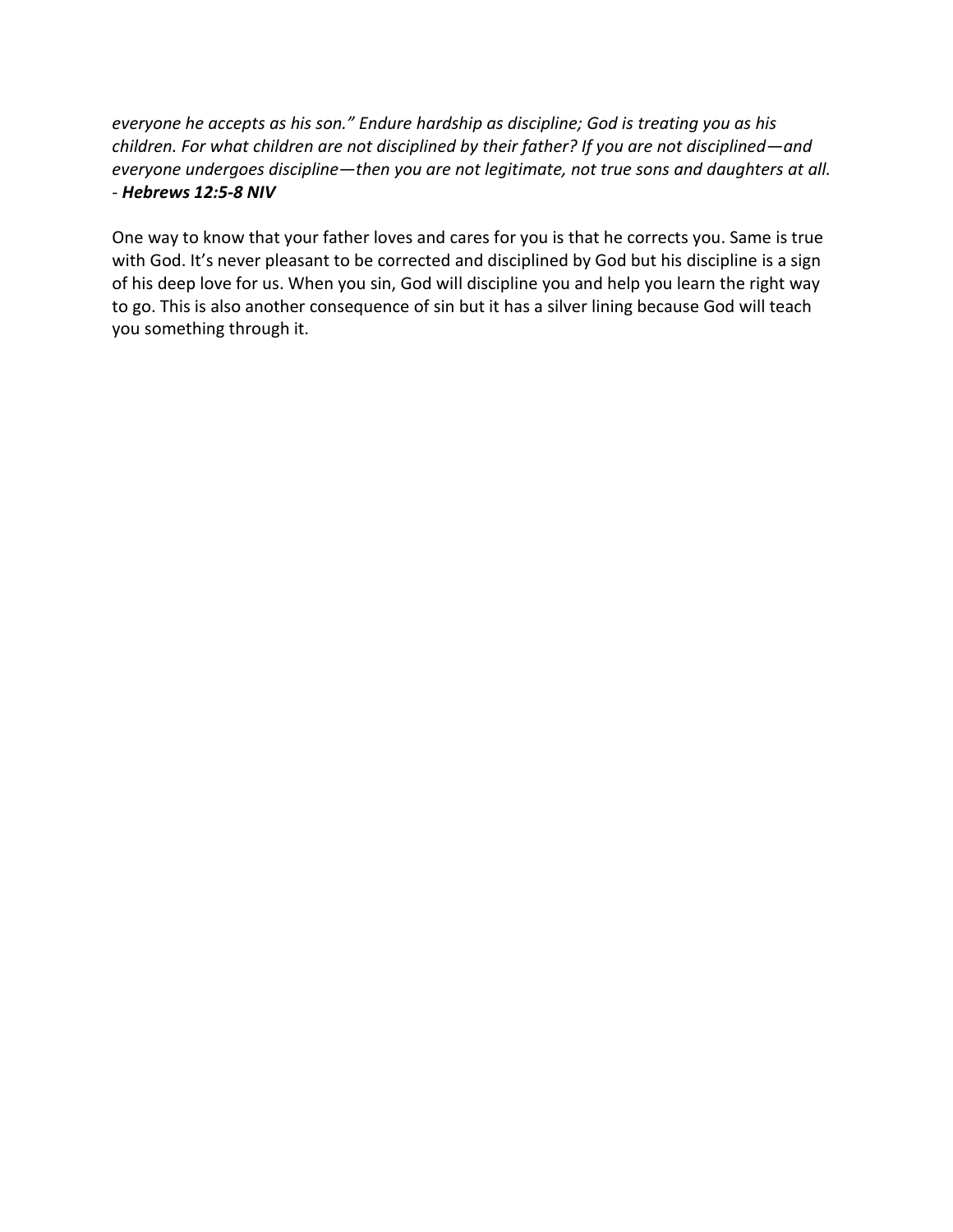*everyone he accepts as his son." Endure hardship as discipline; God is treating you as his children. For what children are not disciplined by their father? If you are not disciplined—and everyone undergoes discipline—then you are not legitimate, not true sons and daughters at all.* - ***Hebrews 12:5-8 NIV***

One way to know that your father loves and cares for you is that he corrects you. Same is true with God. It's never pleasant to be corrected and disciplined by God but his discipline is a sign of his deep love for us. When you sin, God will discipline you and help you learn the right way to go. This is also another consequence of sin but it has a silver lining because God will teach you something through it.